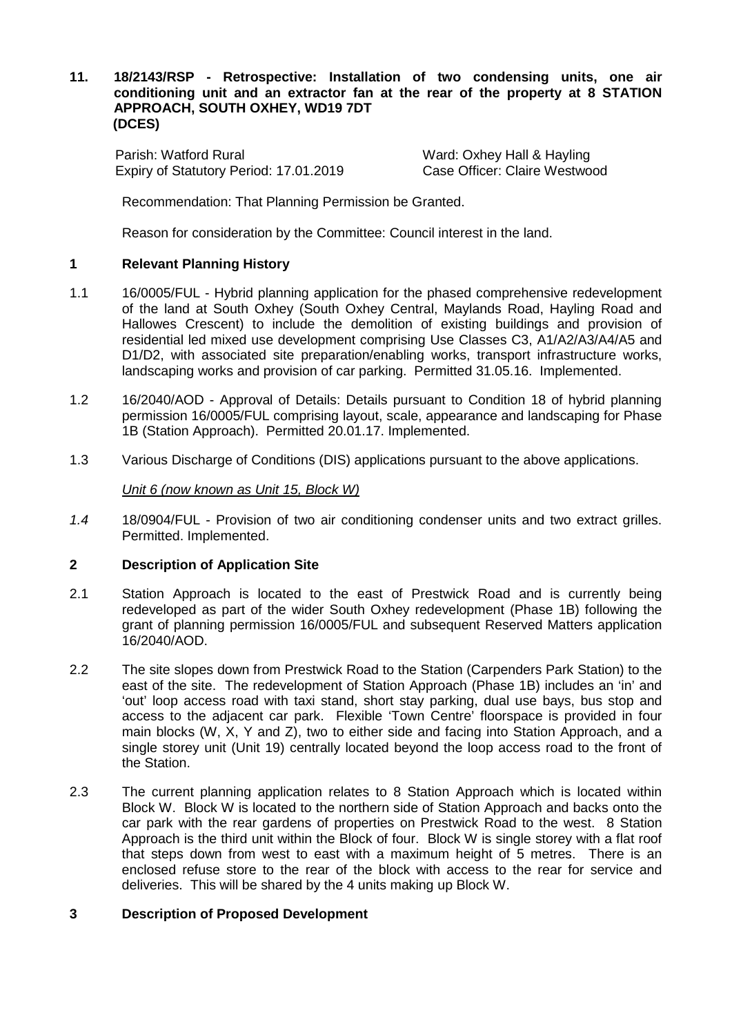## 11. 18/2143/RSP - Retrospective: Installation of two condensing units, one air conditioning unit and an extractor fan at the rear of the property at 8 STATION APPROACH, SOUTH OXHEY, WD19 7DT (DCES)

Parish: Watford Rural
Ward: Oxhey Hall & Hayling
Expiry of Statutory Period: 17.01.2019
Case Officer: Claire Westwood

Recommendation: That Planning Permission be Granted.

Reason for consideration by the Committee: Council interest in the land.

### 1 Relevant Planning History

1.1 16/0005/FUL - Hybrid planning application for the phased comprehensive redevelopment of the land at South Oxhey (South Oxhey Central, Maylands Road, Hayling Road and Hallowes Crescent) to include the demolition of existing buildings and provision of residential led mixed use development comprising Use Classes C3, A1/A2/A3/A4/A5 and D1/D2, with associated site preparation/enabling works, transport infrastructure works, landscaping works and provision of car parking. Permitted 31.05.16. Implemented.

1.2 16/2040/AOD - Approval of Details: Details pursuant to Condition 18 of hybrid planning permission 16/0005/FUL comprising layout, scale, appearance and landscaping for Phase 1B (Station Approach). Permitted 20.01.17. Implemented.

1.3 Various Discharge of Conditions (DIS) applications pursuant to the above applications.

*Unit 6 (now known as Unit 15, Block W)*

*1.4* 18/0904/FUL - Provision of two air conditioning condenser units and two extract grilles. Permitted. Implemented.

### 2 Description of Application Site

2.1 Station Approach is located to the east of Prestwick Road and is currently being redeveloped as part of the wider South Oxhey redevelopment (Phase 1B) following the grant of planning permission 16/0005/FUL and subsequent Reserved Matters application 16/2040/AOD.

2.2 The site slopes down from Prestwick Road to the Station (Carpenders Park Station) to the east of the site. The redevelopment of Station Approach (Phase 1B) includes an 'in' and 'out' loop access road with taxi stand, short stay parking, dual use bays, bus stop and access to the adjacent car park. Flexible 'Town Centre' floorspace is provided in four main blocks (W, X, Y and Z), two to either side and facing into Station Approach, and a single storey unit (Unit 19) centrally located beyond the loop access road to the front of the Station.

2.3 The current planning application relates to 8 Station Approach which is located within Block W. Block W is located to the northern side of Station Approach and backs onto the car park with the rear gardens of properties on Prestwick Road to the west. 8 Station Approach is the third unit within the Block of four. Block W is single storey with a flat roof that steps down from west to east with a maximum height of 5 metres. There is an enclosed refuse store to the rear of the block with access to the rear for service and deliveries. This will be shared by the 4 units making up Block W.

### 3 Description of Proposed Development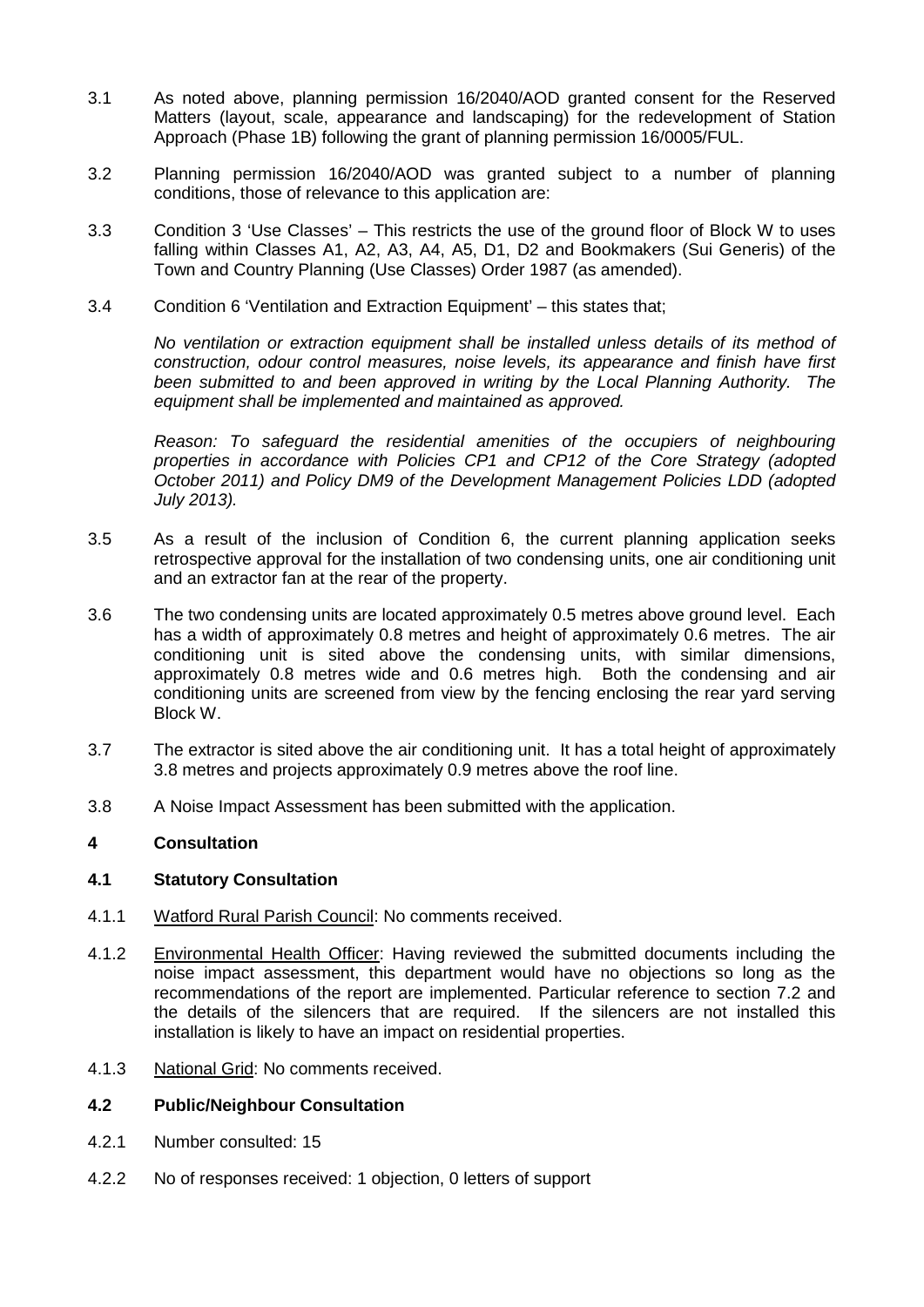3.1 As noted above, planning permission 16/2040/AOD granted consent for the Reserved Matters (layout, scale, appearance and landscaping) for the redevelopment of Station Approach (Phase 1B) following the grant of planning permission 16/0005/FUL.

3.2 Planning permission 16/2040/AOD was granted subject to a number of planning conditions, those of relevance to this application are:

3.3 Condition 3 'Use Classes' – This restricts the use of the ground floor of Block W to uses falling within Classes A1, A2, A3, A4, A5, D1, D2 and Bookmakers (Sui Generis) of the Town and Country Planning (Use Classes) Order 1987 (as amended).

3.4 Condition 6 'Ventilation and Extraction Equipment' – this states that;

*No ventilation or extraction equipment shall be installed unless details of its method of construction, odour control measures, noise levels, its appearance and finish have first been submitted to and been approved in writing by the Local Planning Authority. The equipment shall be implemented and maintained as approved.*

*Reason: To safeguard the residential amenities of the occupiers of neighbouring properties in accordance with Policies CP1 and CP12 of the Core Strategy (adopted October 2011) and Policy DM9 of the Development Management Policies LDD (adopted July 2013).*

3.5 As a result of the inclusion of Condition 6, the current planning application seeks retrospective approval for the installation of two condensing units, one air conditioning unit and an extractor fan at the rear of the property.

3.6 The two condensing units are located approximately 0.5 metres above ground level. Each has a width of approximately 0.8 metres and height of approximately 0.6 metres. The air conditioning unit is sited above the condensing units, with similar dimensions, approximately 0.8 metres wide and 0.6 metres high. Both the condensing and air conditioning units are screened from view by the fencing enclosing the rear yard serving Block W.

3.7 The extractor is sited above the air conditioning unit. It has a total height of approximately 3.8 metres and projects approximately 0.9 metres above the roof line.

3.8 A Noise Impact Assessment has been submitted with the application.

## 4 Consultation

### 4.1 Statutory Consultation

4.1.1 Watford Rural Parish Council: No comments received.

4.1.2 Environmental Health Officer: Having reviewed the submitted documents including the noise impact assessment, this department would have no objections so long as the recommendations of the report are implemented. Particular reference to section 7.2 and the details of the silencers that are required. If the silencers are not installed this installation is likely to have an impact on residential properties.

4.1.3 National Grid: No comments received.

### 4.2 Public/Neighbour Consultation

4.2.1 Number consulted: 15

4.2.2 No of responses received: 1 objection, 0 letters of support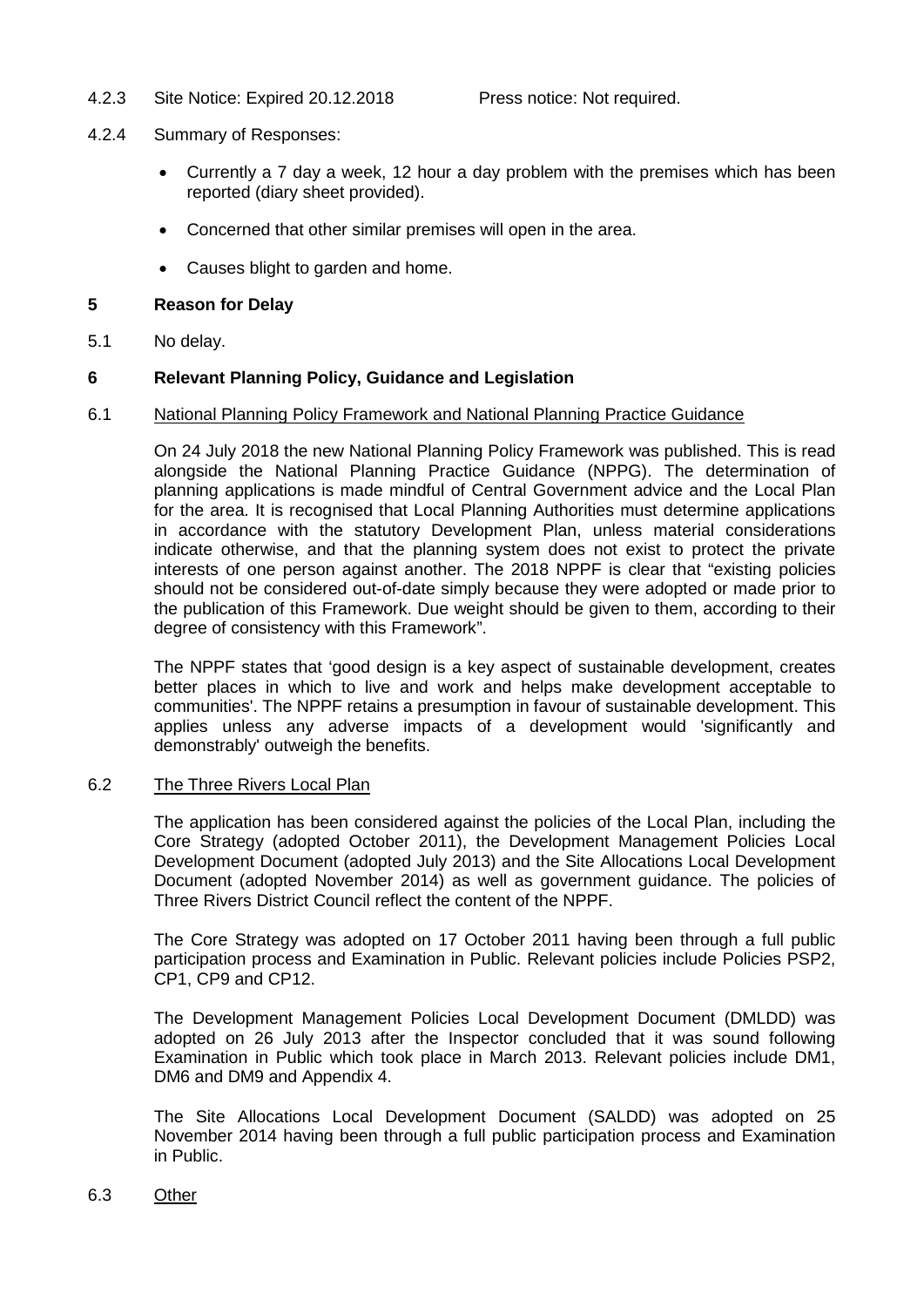4.2.3 Site Notice: Expired 20.12.2018 Press notice: Not required.

4.2.4 Summary of Responses:

- Currently a 7 day a week, 12 hour a day problem with the premises which has been reported (diary sheet provided).
- Concerned that other similar premises will open in the area.
- Causes blight to garden and home.

## 5 Reason for Delay

5.1 No delay.

## 6 Relevant Planning Policy, Guidance and Legislation

6.1 National Planning Policy Framework and National Planning Practice Guidance

On 24 July 2018 the new National Planning Policy Framework was published. This is read alongside the National Planning Practice Guidance (NPPG). The determination of planning applications is made mindful of Central Government advice and the Local Plan for the area. It is recognised that Local Planning Authorities must determine applications in accordance with the statutory Development Plan, unless material considerations indicate otherwise, and that the planning system does not exist to protect the private interests of one person against another. The 2018 NPPF is clear that "existing policies should not be considered out-of-date simply because they were adopted or made prior to the publication of this Framework. Due weight should be given to them, according to their degree of consistency with this Framework".

The NPPF states that 'good design is a key aspect of sustainable development, creates better places in which to live and work and helps make development acceptable to communities'. The NPPF retains a presumption in favour of sustainable development. This applies unless any adverse impacts of a development would 'significantly and demonstrably' outweigh the benefits.

6.2 The Three Rivers Local Plan

The application has been considered against the policies of the Local Plan, including the Core Strategy (adopted October 2011), the Development Management Policies Local Development Document (adopted July 2013) and the Site Allocations Local Development Document (adopted November 2014) as well as government guidance. The policies of Three Rivers District Council reflect the content of the NPPF.

The Core Strategy was adopted on 17 October 2011 having been through a full public participation process and Examination in Public. Relevant policies include Policies PSP2, CP1, CP9 and CP12.

The Development Management Policies Local Development Document (DMLDD) was adopted on 26 July 2013 after the Inspector concluded that it was sound following Examination in Public which took place in March 2013. Relevant policies include DM1, DM6 and DM9 and Appendix 4.

The Site Allocations Local Development Document (SALDD) was adopted on 25 November 2014 having been through a full public participation process and Examination in Public.

6.3 Other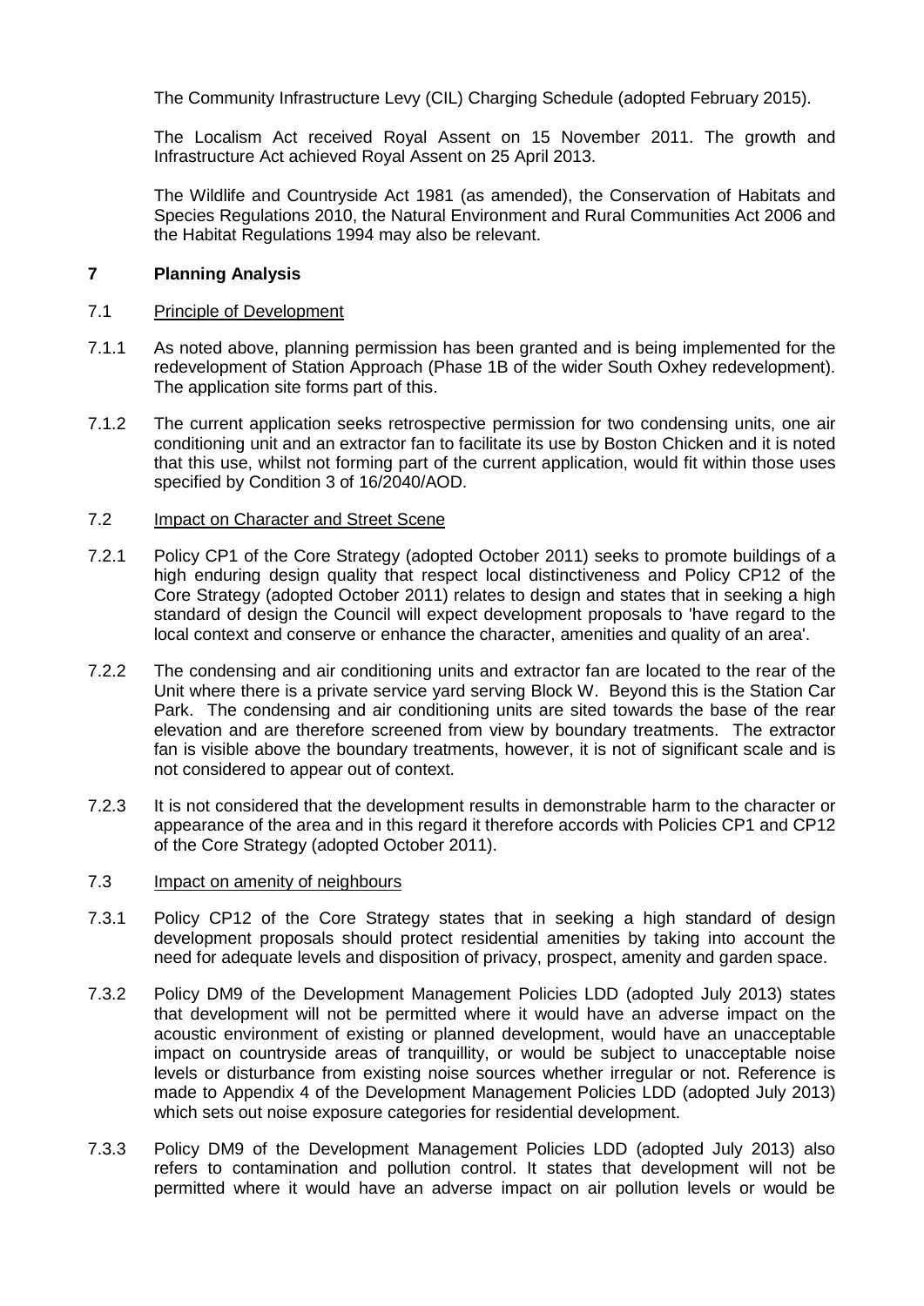The Community Infrastructure Levy (CIL) Charging Schedule (adopted February 2015).

The Localism Act received Royal Assent on 15 November 2011. The growth and Infrastructure Act achieved Royal Assent on 25 April 2013.

The Wildlife and Countryside Act 1981 (as amended), the Conservation of Habitats and Species Regulations 2010, the Natural Environment and Rural Communities Act 2006 and the Habitat Regulations 1994 may also be relevant.

## 7 Planning Analysis

### 7.1 Principle of Development

7.1.1 As noted above, planning permission has been granted and is being implemented for the redevelopment of Station Approach (Phase 1B of the wider South Oxhey redevelopment). The application site forms part of this.

7.1.2 The current application seeks retrospective permission for two condensing units, one air conditioning unit and an extractor fan to facilitate its use by Boston Chicken and it is noted that this use, whilst not forming part of the current application, would fit within those uses specified by Condition 3 of 16/2040/AOD.

### 7.2 Impact on Character and Street Scene

7.2.1 Policy CP1 of the Core Strategy (adopted October 2011) seeks to promote buildings of a high enduring design quality that respect local distinctiveness and Policy CP12 of the Core Strategy (adopted October 2011) relates to design and states that in seeking a high standard of design the Council will expect development proposals to 'have regard to the local context and conserve or enhance the character, amenities and quality of an area'.

7.2.2 The condensing and air conditioning units and extractor fan are located to the rear of the Unit where there is a private service yard serving Block W. Beyond this is the Station Car Park. The condensing and air conditioning units are sited towards the base of the rear elevation and are therefore screened from view by boundary treatments. The extractor fan is visible above the boundary treatments, however, it is not of significant scale and is not considered to appear out of context.

7.2.3 It is not considered that the development results in demonstrable harm to the character or appearance of the area and in this regard it therefore accords with Policies CP1 and CP12 of the Core Strategy (adopted October 2011).

### 7.3 Impact on amenity of neighbours

7.3.1 Policy CP12 of the Core Strategy states that in seeking a high standard of design development proposals should protect residential amenities by taking into account the need for adequate levels and disposition of privacy, prospect, amenity and garden space.

7.3.2 Policy DM9 of the Development Management Policies LDD (adopted July 2013) states that development will not be permitted where it would have an adverse impact on the acoustic environment of existing or planned development, would have an unacceptable impact on countryside areas of tranquillity, or would be subject to unacceptable noise levels or disturbance from existing noise sources whether irregular or not. Reference is made to Appendix 4 of the Development Management Policies LDD (adopted July 2013) which sets out noise exposure categories for residential development.

7.3.3 Policy DM9 of the Development Management Policies LDD (adopted July 2013) also refers to contamination and pollution control. It states that development will not be permitted where it would have an adverse impact on air pollution levels or would be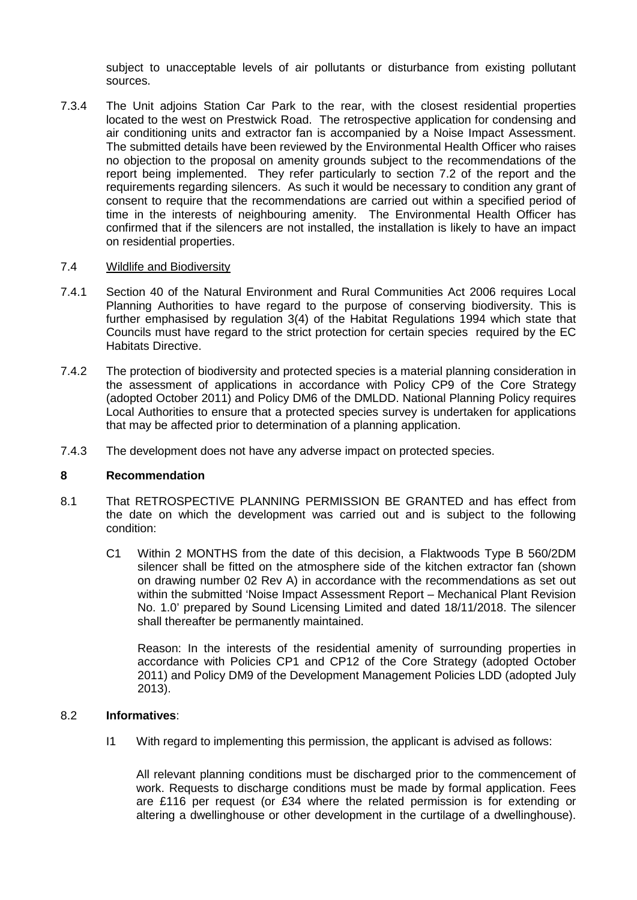subject to unacceptable levels of air pollutants or disturbance from existing pollutant sources.

7.3.4 The Unit adjoins Station Car Park to the rear, with the closest residential properties located to the west on Prestwick Road. The retrospective application for condensing and air conditioning units and extractor fan is accompanied by a Noise Impact Assessment. The submitted details have been reviewed by the Environmental Health Officer who raises no objection to the proposal on amenity grounds subject to the recommendations of the report being implemented. They refer particularly to section 7.2 of the report and the requirements regarding silencers. As such it would be necessary to condition any grant of consent to require that the recommendations are carried out within a specified period of time in the interests of neighbouring amenity. The Environmental Health Officer has confirmed that if the silencers are not installed, the installation is likely to have an impact on residential properties.

7.4 <u>Wildlife and Biodiversity</u>

7.4.1 Section 40 of the Natural Environment and Rural Communities Act 2006 requires Local Planning Authorities to have regard to the purpose of conserving biodiversity. This is further emphasised by regulation 3(4) of the Habitat Regulations 1994 which state that Councils must have regard to the strict protection for certain species required by the EC Habitats Directive.

7.4.2 The protection of biodiversity and protected species is a material planning consideration in the assessment of applications in accordance with Policy CP9 of the Core Strategy (adopted October 2011) and Policy DM6 of the DMLDD. National Planning Policy requires Local Authorities to ensure that a protected species survey is undertaken for applications that may be affected prior to determination of a planning application.

7.4.3 The development does not have any adverse impact on protected species.

## 8 Recommendation

8.1 That RETROSPECTIVE PLANNING PERMISSION BE GRANTED and has effect from the date on which the development was carried out and is subject to the following condition:

C1 Within 2 MONTHS from the date of this decision, a Flaktwoods Type B 560/2DM silencer shall be fitted on the atmosphere side of the kitchen extractor fan (shown on drawing number 02 Rev A) in accordance with the recommendations as set out within the submitted 'Noise Impact Assessment Report – Mechanical Plant Revision No. 1.0' prepared by Sound Licensing Limited and dated 18/11/2018. The silencer shall thereafter be permanently maintained.

Reason: In the interests of the residential amenity of surrounding properties in accordance with Policies CP1 and CP12 of the Core Strategy (adopted October 2011) and Policy DM9 of the Development Management Policies LDD (adopted July 2013).

8.2 **Informatives**:

I1 With regard to implementing this permission, the applicant is advised as follows:

All relevant planning conditions must be discharged prior to the commencement of work. Requests to discharge conditions must be made by formal application. Fees are £116 per request (or £34 where the related permission is for extending or altering a dwellinghouse or other development in the curtilage of a dwellinghouse).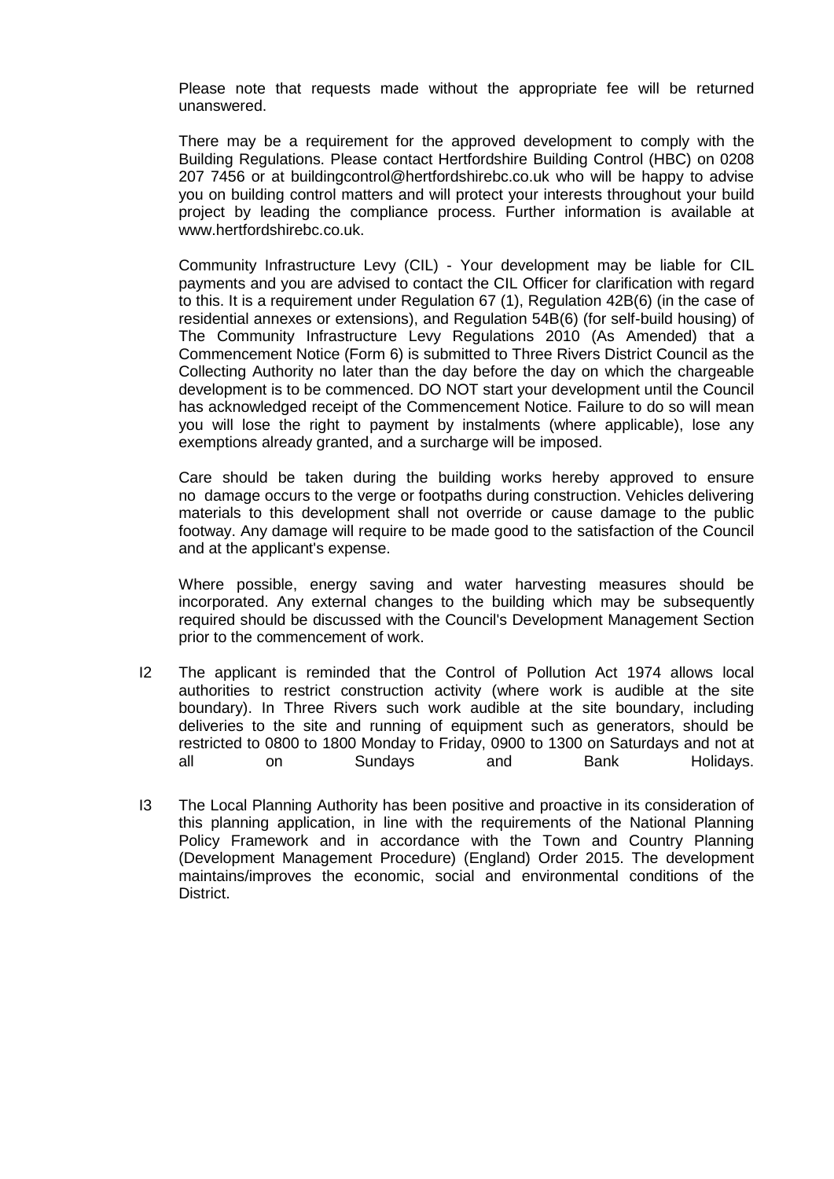Please note that requests made without the appropriate fee will be returned unanswered.

There may be a requirement for the approved development to comply with the Building Regulations. Please contact Hertfordshire Building Control (HBC) on 0208 207 7456 or at buildingcontrol@hertfordshirebc.co.uk who will be happy to advise you on building control matters and will protect your interests throughout your build project by leading the compliance process. Further information is available at www.hertfordshirebc.co.uk.

Community Infrastructure Levy (CIL) - Your development may be liable for CIL payments and you are advised to contact the CIL Officer for clarification with regard to this. It is a requirement under Regulation 67 (1), Regulation 42B(6) (in the case of residential annexes or extensions), and Regulation 54B(6) (for self-build housing) of The Community Infrastructure Levy Regulations 2010 (As Amended) that a Commencement Notice (Form 6) is submitted to Three Rivers District Council as the Collecting Authority no later than the day before the day on which the chargeable development is to be commenced. DO NOT start your development until the Council has acknowledged receipt of the Commencement Notice. Failure to do so will mean you will lose the right to payment by instalments (where applicable), lose any exemptions already granted, and a surcharge will be imposed.

Care should be taken during the building works hereby approved to ensure no damage occurs to the verge or footpaths during construction. Vehicles delivering materials to this development shall not override or cause damage to the public footway. Any damage will require to be made good to the satisfaction of the Council and at the applicant's expense.

Where possible, energy saving and water harvesting measures should be incorporated. Any external changes to the building which may be subsequently required should be discussed with the Council's Development Management Section prior to the commencement of work.

I2 The applicant is reminded that the Control of Pollution Act 1974 allows local authorities to restrict construction activity (where work is audible at the site boundary). In Three Rivers such work audible at the site boundary, including deliveries to the site and running of equipment such as generators, should be restricted to 0800 to 1800 Monday to Friday, 0900 to 1300 on Saturdays and not at all on Sundays and Bank Holidays.

I3 The Local Planning Authority has been positive and proactive in its consideration of this planning application, in line with the requirements of the National Planning Policy Framework and in accordance with the Town and Country Planning (Development Management Procedure) (England) Order 2015. The development maintains/improves the economic, social and environmental conditions of the District.